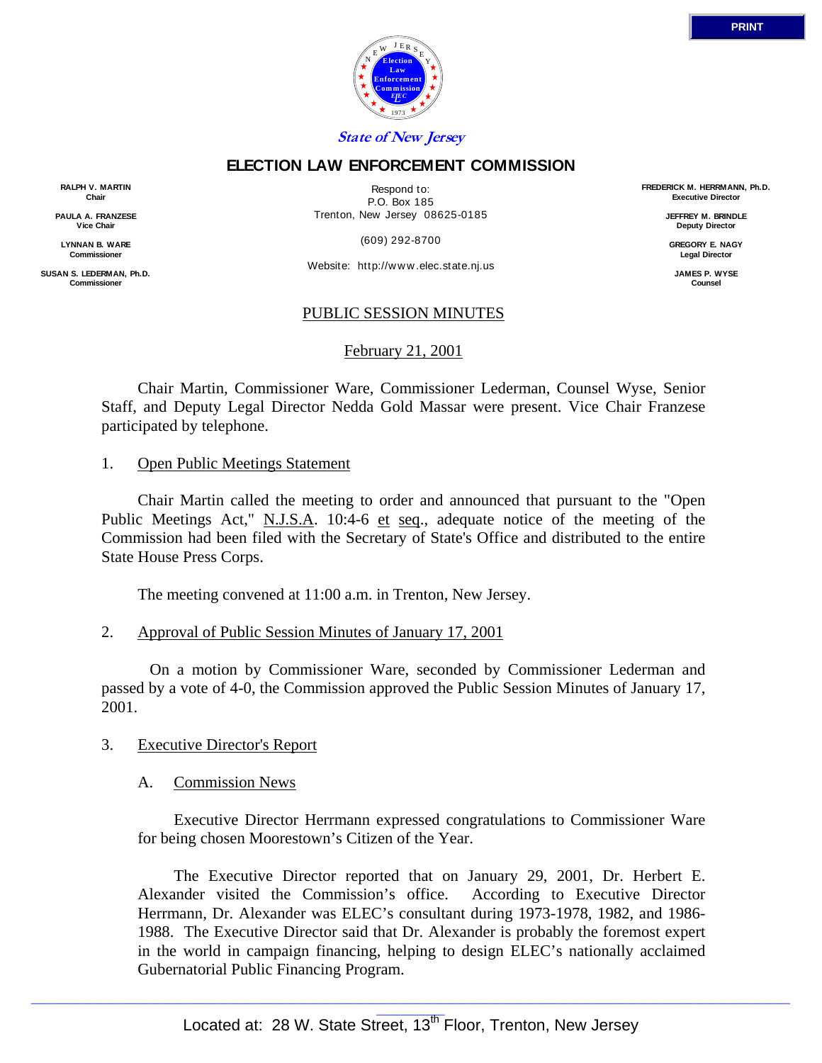State of New Jersey

# ELECTION LAW ENFORCEMENT COMMISSION

**RALPH V. MARTIN**
Chair

**PAULA A. FRANZESE**
Vice Chair

**LYNNAN B. WARE**
Commissioner

**SUSAN S. LEDERMAN, Ph.D.**
Commissioner

Respond to:
P.O. Box 185
Trenton, New Jersey 08625-0185

(609) 292-8700

Website: http://www.elec.state.nj.us

**FREDERICK M. HERRMANN, Ph.D.**
Executive Director

**JEFFREY M. BRINDLE**
Deputy Director

**GREGORY E. NAGY**
Legal Director

**JAMES P. WYSE**
Counsel

## PUBLIC SESSION MINUTES

February 21, 2001

Chair Martin, Commissioner Ware, Commissioner Lederman, Counsel Wyse, Senior Staff, and Deputy Legal Director Nedda Gold Massar were present. Vice Chair Franzese participated by telephone.

1. Open Public Meetings Statement

Chair Martin called the meeting to order and announced that pursuant to the "Open Public Meetings Act," N.J.S.A. 10:4-6 et seq., adequate notice of the meeting of the Commission had been filed with the Secretary of State's Office and distributed to the entire State House Press Corps.

The meeting convened at 11:00 a.m. in Trenton, New Jersey.

2. Approval of Public Session Minutes of January 17, 2001

On a motion by Commissioner Ware, seconded by Commissioner Lederman and passed by a vote of 4-0, the Commission approved the Public Session Minutes of January 17, 2001.

3. Executive Director's Report

A. Commission News

Executive Director Herrmann expressed congratulations to Commissioner Ware for being chosen Moorestown's Citizen of the Year.

The Executive Director reported that on January 29, 2001, Dr. Herbert E. Alexander visited the Commission's office. According to Executive Director Herrmann, Dr. Alexander was ELEC's consultant during 1973-1978, 1982, and 1986-1988. The Executive Director said that Dr. Alexander is probably the foremost expert in the world in campaign financing, helping to design ELEC's nationally acclaimed Gubernatorial Public Financing Program.

Located at: 28 W. State Street, 13th Floor, Trenton, New Jersey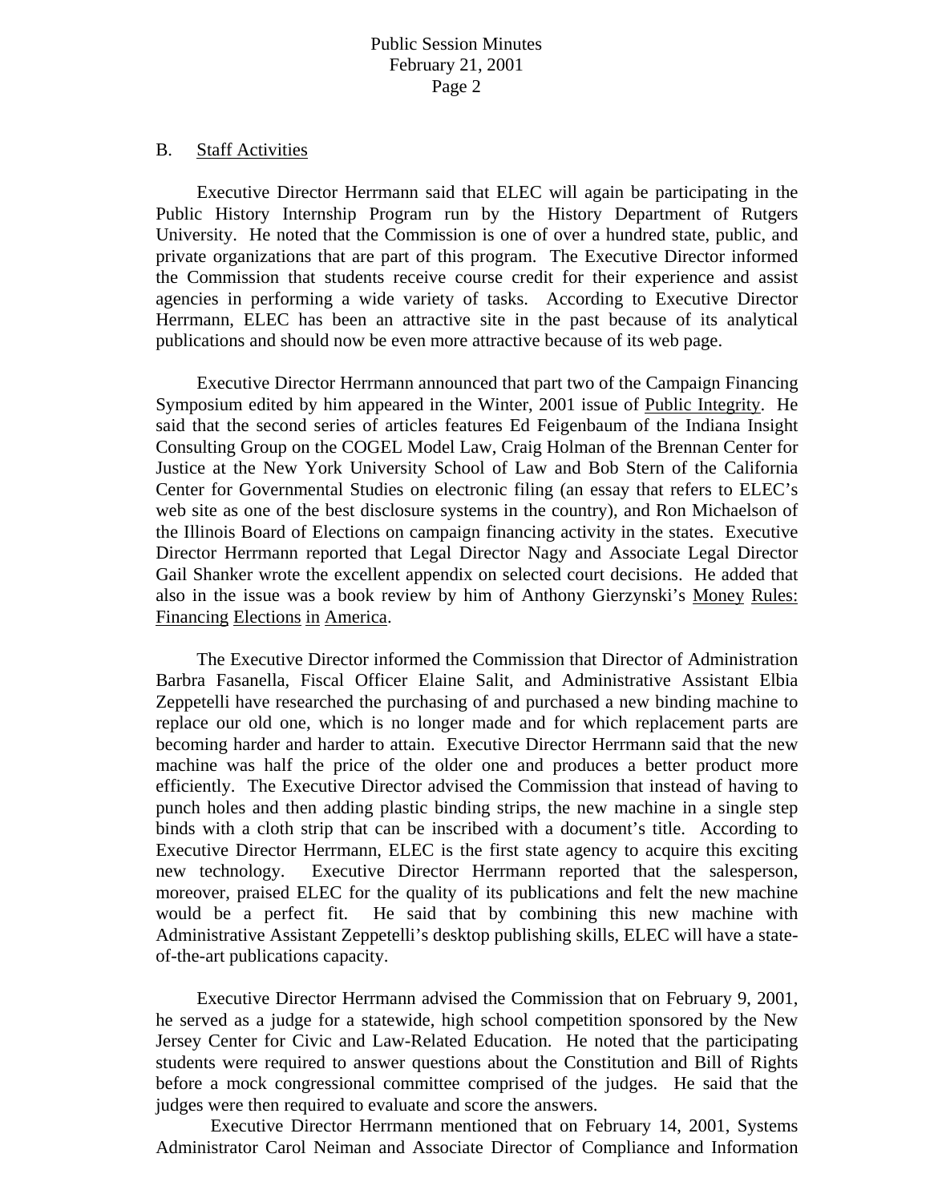B. Staff Activities

Executive Director Herrmann said that ELEC will again be participating in the Public History Internship Program run by the History Department of Rutgers University. He noted that the Commission is one of over a hundred state, public, and private organizations that are part of this program. The Executive Director informed the Commission that students receive course credit for their experience and assist agencies in performing a wide variety of tasks. According to Executive Director Herrmann, ELEC has been an attractive site in the past because of its analytical publications and should now be even more attractive because of its web page.

Executive Director Herrmann announced that part two of the Campaign Financing Symposium edited by him appeared in the Winter, 2001 issue of Public Integrity. He said that the second series of articles features Ed Feigenbaum of the Indiana Insight Consulting Group on the COGEL Model Law, Craig Holman of the Brennan Center for Justice at the New York University School of Law and Bob Stern of the California Center for Governmental Studies on electronic filing (an essay that refers to ELEC's web site as one of the best disclosure systems in the country), and Ron Michaelson of the Illinois Board of Elections on campaign financing activity in the states. Executive Director Herrmann reported that Legal Director Nagy and Associate Legal Director Gail Shanker wrote the excellent appendix on selected court decisions. He added that also in the issue was a book review by him of Anthony Gierzynski's Money Rules: Financing Elections in America.

The Executive Director informed the Commission that Director of Administration Barbra Fasanella, Fiscal Officer Elaine Salit, and Administrative Assistant Elbia Zeppetelli have researched the purchasing of and purchased a new binding machine to replace our old one, which is no longer made and for which replacement parts are becoming harder and harder to attain. Executive Director Herrmann said that the new machine was half the price of the older one and produces a better product more efficiently. The Executive Director advised the Commission that instead of having to punch holes and then adding plastic binding strips, the new machine in a single step binds with a cloth strip that can be inscribed with a document's title. According to Executive Director Herrmann, ELEC is the first state agency to acquire this exciting new technology. Executive Director Herrmann reported that the salesperson, moreover, praised ELEC for the quality of its publications and felt the new machine would be a perfect fit. He said that by combining this new machine with Administrative Assistant Zeppetelli's desktop publishing skills, ELEC will have a state-of-the-art publications capacity.

Executive Director Herrmann advised the Commission that on February 9, 2001, he served as a judge for a statewide, high school competition sponsored by the New Jersey Center for Civic and Law-Related Education. He noted that the participating students were required to answer questions about the Constitution and Bill of Rights before a mock congressional committee comprised of the judges. He said that the judges were then required to evaluate and score the answers.

Executive Director Herrmann mentioned that on February 14, 2001, Systems Administrator Carol Neiman and Associate Director of Compliance and Information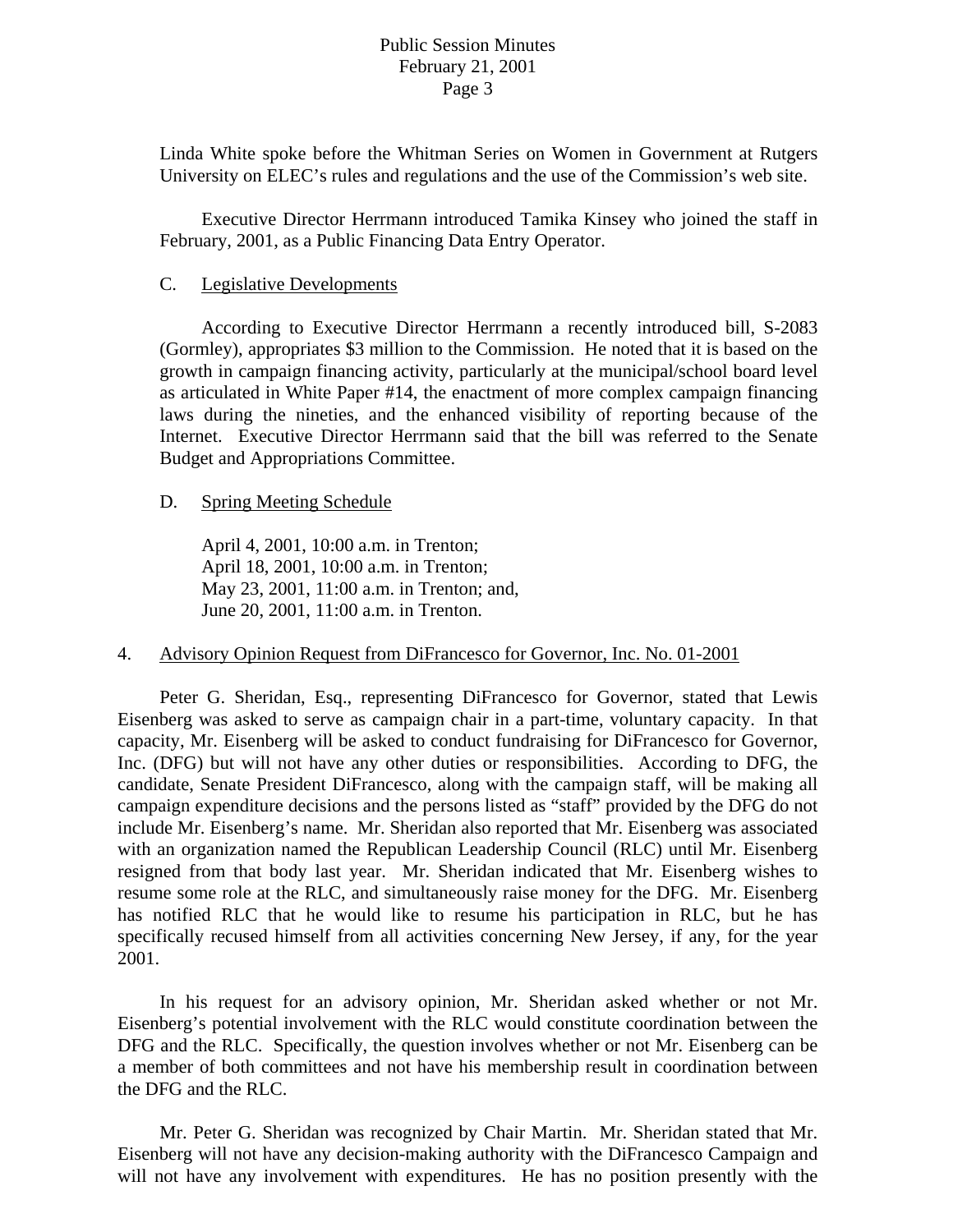Linda White spoke before the Whitman Series on Women in Government at Rutgers University on ELEC's rules and regulations and the use of the Commission's web site.

Executive Director Herrmann introduced Tamika Kinsey who joined the staff in February, 2001, as a Public Financing Data Entry Operator.

C. Legislative Developments

According to Executive Director Herrmann a recently introduced bill, S-2083 (Gormley), appropriates $3 million to the Commission. He noted that it is based on the growth in campaign financing activity, particularly at the municipal/school board level as articulated in White Paper #14, the enactment of more complex campaign financing laws during the nineties, and the enhanced visibility of reporting because of the Internet. Executive Director Herrmann said that the bill was referred to the Senate Budget and Appropriations Committee.

D. Spring Meeting Schedule

April 4, 2001, 10:00 a.m. in Trenton;
April 18, 2001, 10:00 a.m. in Trenton;
May 23, 2001, 11:00 a.m. in Trenton; and,
June 20, 2001, 11:00 a.m. in Trenton.

4. Advisory Opinion Request from DiFrancesco for Governor, Inc. No. 01-2001

Peter G. Sheridan, Esq., representing DiFrancesco for Governor, stated that Lewis Eisenberg was asked to serve as campaign chair in a part-time, voluntary capacity. In that capacity, Mr. Eisenberg will be asked to conduct fundraising for DiFrancesco for Governor, Inc. (DFG) but will not have any other duties or responsibilities. According to DFG, the candidate, Senate President DiFrancesco, along with the campaign staff, will be making all campaign expenditure decisions and the persons listed as "staff" provided by the DFG do not include Mr. Eisenberg's name. Mr. Sheridan also reported that Mr. Eisenberg was associated with an organization named the Republican Leadership Council (RLC) until Mr. Eisenberg resigned from that body last year. Mr. Sheridan indicated that Mr. Eisenberg wishes to resume some role at the RLC, and simultaneously raise money for the DFG. Mr. Eisenberg has notified RLC that he would like to resume his participation in RLC, but he has specifically recused himself from all activities concerning New Jersey, if any, for the year 2001.

In his request for an advisory opinion, Mr. Sheridan asked whether or not Mr. Eisenberg's potential involvement with the RLC would constitute coordination between the DFG and the RLC. Specifically, the question involves whether or not Mr. Eisenberg can be a member of both committees and not have his membership result in coordination between the DFG and the RLC.

Mr. Peter G. Sheridan was recognized by Chair Martin. Mr. Sheridan stated that Mr. Eisenberg will not have any decision-making authority with the DiFrancesco Campaign and will not have any involvement with expenditures. He has no position presently with the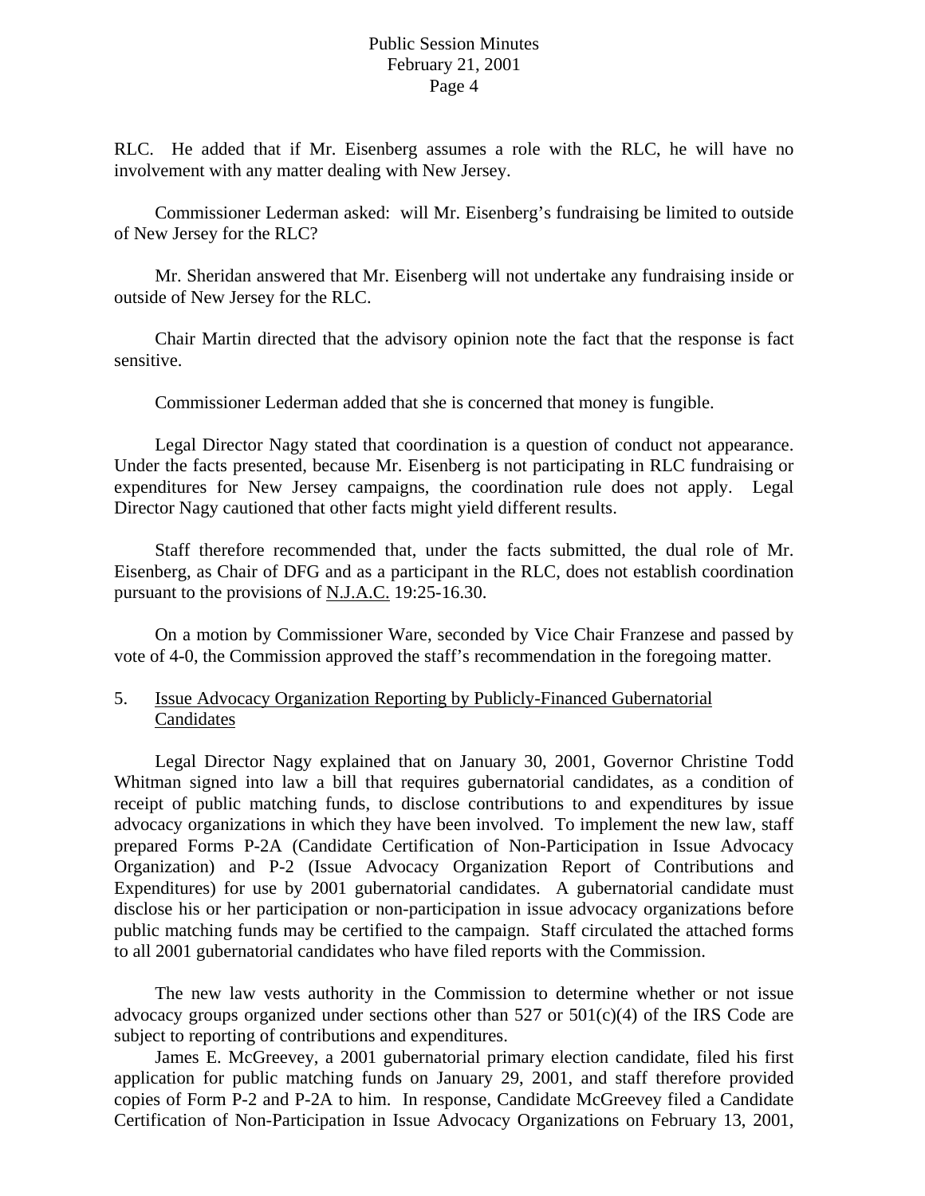RLC. He added that if Mr. Eisenberg assumes a role with the RLC, he will have no involvement with any matter dealing with New Jersey.

Commissioner Lederman asked: will Mr. Eisenberg's fundraising be limited to outside of New Jersey for the RLC?

Mr. Sheridan answered that Mr. Eisenberg will not undertake any fundraising inside or outside of New Jersey for the RLC.

Chair Martin directed that the advisory opinion note the fact that the response is fact sensitive.

Commissioner Lederman added that she is concerned that money is fungible.

Legal Director Nagy stated that coordination is a question of conduct not appearance. Under the facts presented, because Mr. Eisenberg is not participating in RLC fundraising or expenditures for New Jersey campaigns, the coordination rule does not apply. Legal Director Nagy cautioned that other facts might yield different results.

Staff therefore recommended that, under the facts submitted, the dual role of Mr. Eisenberg, as Chair of DFG and as a participant in the RLC, does not establish coordination pursuant to the provisions of N.J.A.C. 19:25-16.30.

On a motion by Commissioner Ware, seconded by Vice Chair Franzese and passed by vote of 4-0, the Commission approved the staff's recommendation in the foregoing matter.

5. Issue Advocacy Organization Reporting by Publicly-Financed Gubernatorial Candidates

Legal Director Nagy explained that on January 30, 2001, Governor Christine Todd Whitman signed into law a bill that requires gubernatorial candidates, as a condition of receipt of public matching funds, to disclose contributions to and expenditures by issue advocacy organizations in which they have been involved. To implement the new law, staff prepared Forms P-2A (Candidate Certification of Non-Participation in Issue Advocacy Organization) and P-2 (Issue Advocacy Organization Report of Contributions and Expenditures) for use by 2001 gubernatorial candidates. A gubernatorial candidate must disclose his or her participation or non-participation in issue advocacy organizations before public matching funds may be certified to the campaign. Staff circulated the attached forms to all 2001 gubernatorial candidates who have filed reports with the Commission.

The new law vests authority in the Commission to determine whether or not issue advocacy groups organized under sections other than 527 or 501(c)(4) of the IRS Code are subject to reporting of contributions and expenditures.

James E. McGreevey, a 2001 gubernatorial primary election candidate, filed his first application for public matching funds on January 29, 2001, and staff therefore provided copies of Form P-2 and P-2A to him. In response, Candidate McGreevey filed a Candidate Certification of Non-Participation in Issue Advocacy Organizations on February 13, 2001,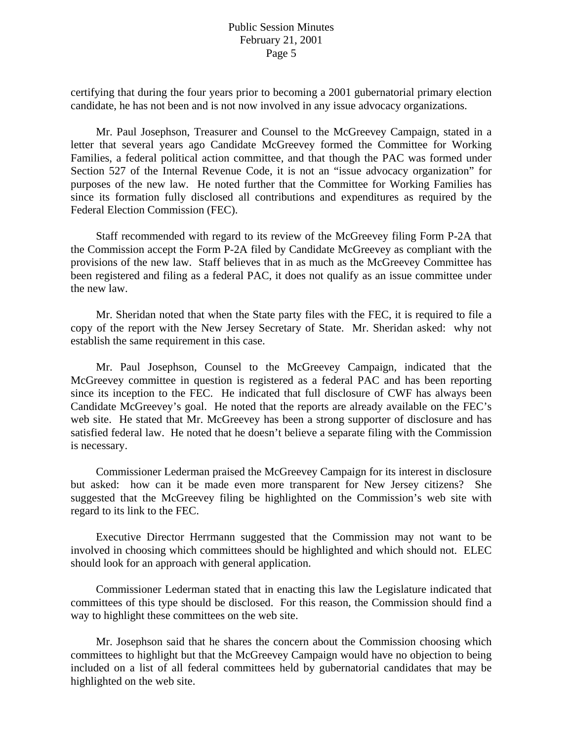certifying that during the four years prior to becoming a 2001 gubernatorial primary election candidate, he has not been and is not now involved in any issue advocacy organizations.

Mr. Paul Josephson, Treasurer and Counsel to the McGreevey Campaign, stated in a letter that several years ago Candidate McGreevey formed the Committee for Working Families, a federal political action committee, and that though the PAC was formed under Section 527 of the Internal Revenue Code, it is not an "issue advocacy organization" for purposes of the new law. He noted further that the Committee for Working Families has since its formation fully disclosed all contributions and expenditures as required by the Federal Election Commission (FEC).

Staff recommended with regard to its review of the McGreevey filing Form P-2A that the Commission accept the Form P-2A filed by Candidate McGreevey as compliant with the provisions of the new law. Staff believes that in as much as the McGreevey Committee has been registered and filing as a federal PAC, it does not qualify as an issue committee under the new law.

Mr. Sheridan noted that when the State party files with the FEC, it is required to file a copy of the report with the New Jersey Secretary of State. Mr. Sheridan asked: why not establish the same requirement in this case.

Mr. Paul Josephson, Counsel to the McGreevey Campaign, indicated that the McGreevey committee in question is registered as a federal PAC and has been reporting since its inception to the FEC. He indicated that full disclosure of CWF has always been Candidate McGreevey's goal. He noted that the reports are already available on the FEC's web site. He stated that Mr. McGreevey has been a strong supporter of disclosure and has satisfied federal law. He noted that he doesn't believe a separate filing with the Commission is necessary.

Commissioner Lederman praised the McGreevey Campaign for its interest in disclosure but asked: how can it be made even more transparent for New Jersey citizens? She suggested that the McGreevey filing be highlighted on the Commission's web site with regard to its link to the FEC.

Executive Director Herrmann suggested that the Commission may not want to be involved in choosing which committees should be highlighted and which should not. ELEC should look for an approach with general application.

Commissioner Lederman stated that in enacting this law the Legislature indicated that committees of this type should be disclosed. For this reason, the Commission should find a way to highlight these committees on the web site.

Mr. Josephson said that he shares the concern about the Commission choosing which committees to highlight but that the McGreevey Campaign would have no objection to being included on a list of all federal committees held by gubernatorial candidates that may be highlighted on the web site.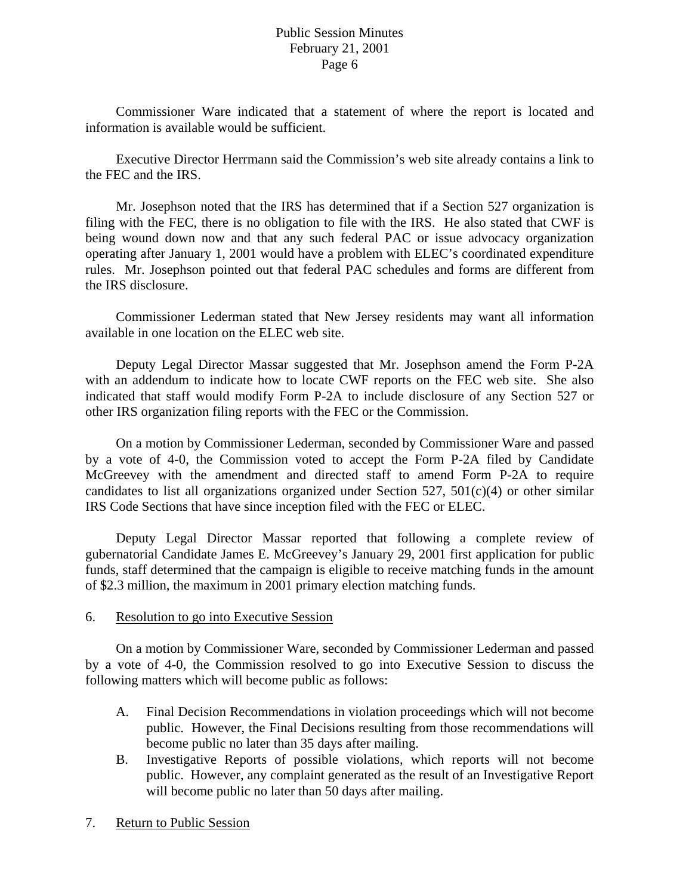Commissioner Ware indicated that a statement of where the report is located and information is available would be sufficient.

Executive Director Herrmann said the Commission's web site already contains a link to the FEC and the IRS.

Mr. Josephson noted that the IRS has determined that if a Section 527 organization is filing with the FEC, there is no obligation to file with the IRS. He also stated that CWF is being wound down now and that any such federal PAC or issue advocacy organization operating after January 1, 2001 would have a problem with ELEC's coordinated expenditure rules. Mr. Josephson pointed out that federal PAC schedules and forms are different from the IRS disclosure.

Commissioner Lederman stated that New Jersey residents may want all information available in one location on the ELEC web site.

Deputy Legal Director Massar suggested that Mr. Josephson amend the Form P-2A with an addendum to indicate how to locate CWF reports on the FEC web site. She also indicated that staff would modify Form P-2A to include disclosure of any Section 527 or other IRS organization filing reports with the FEC or the Commission.

On a motion by Commissioner Lederman, seconded by Commissioner Ware and passed by a vote of 4-0, the Commission voted to accept the Form P-2A filed by Candidate McGreevey with the amendment and directed staff to amend Form P-2A to require candidates to list all organizations organized under Section 527, 501(c)(4) or other similar IRS Code Sections that have since inception filed with the FEC or ELEC.

Deputy Legal Director Massar reported that following a complete review of gubernatorial Candidate James E. McGreevey's January 29, 2001 first application for public funds, staff determined that the campaign is eligible to receive matching funds in the amount of $2.3 million, the maximum in 2001 primary election matching funds.

6. Resolution to go into Executive Session

On a motion by Commissioner Ware, seconded by Commissioner Lederman and passed by a vote of 4-0, the Commission resolved to go into Executive Session to discuss the following matters which will become public as follows:

A. Final Decision Recommendations in violation proceedings which will not become public. However, the Final Decisions resulting from those recommendations will become public no later than 35 days after mailing.
B. Investigative Reports of possible violations, which reports will not become public. However, any complaint generated as the result of an Investigative Report will become public no later than 50 days after mailing.

7. Return to Public Session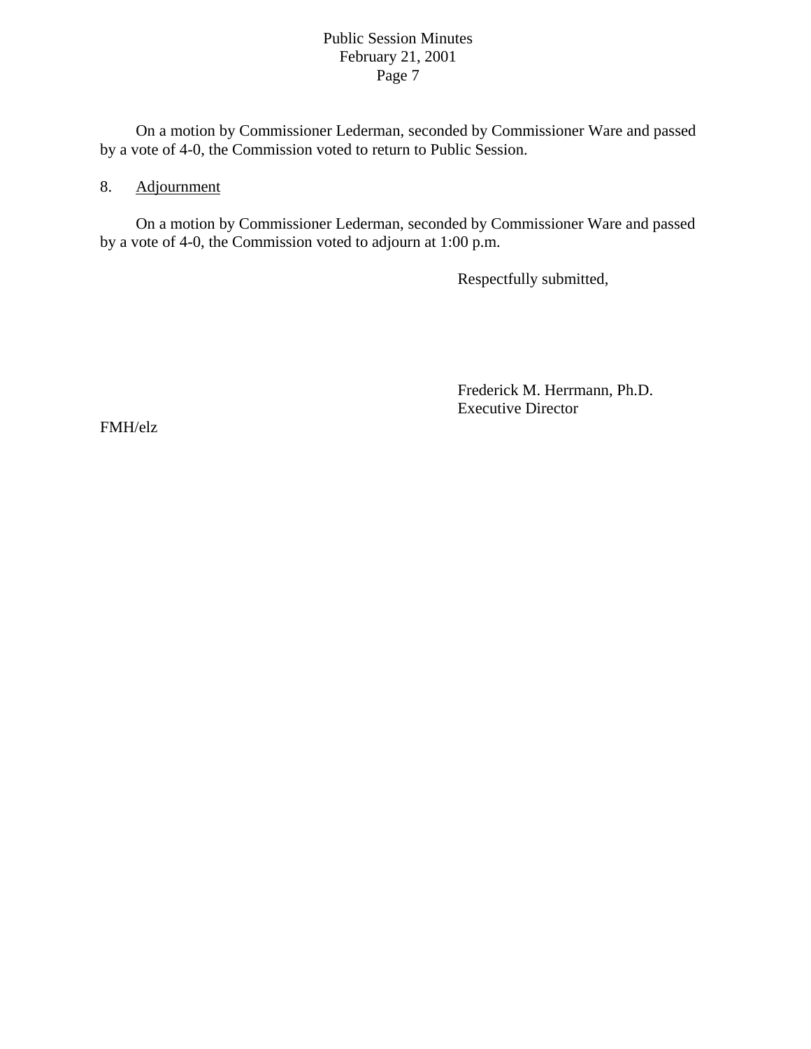On a motion by Commissioner Lederman, seconded by Commissioner Ware and passed by a vote of 4-0, the Commission voted to return to Public Session.

8. Adjournment

On a motion by Commissioner Lederman, seconded by Commissioner Ware and passed by a vote of 4-0, the Commission voted to adjourn at 1:00 p.m.

Respectfully submitted,

Frederick M. Herrmann, Ph.D.
Executive Director

FMH/elz